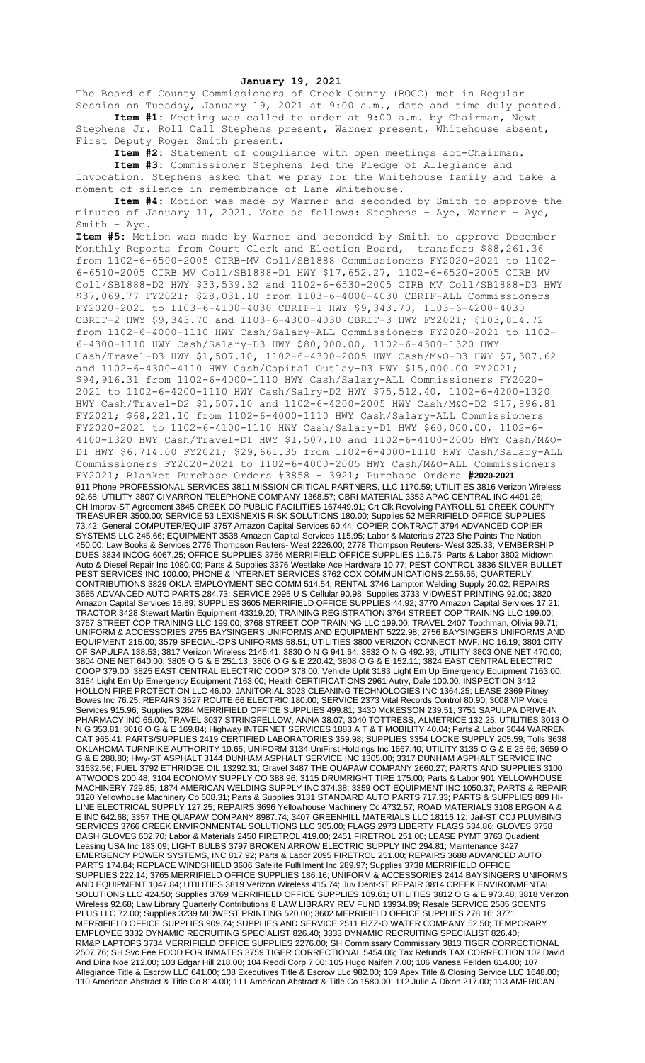**January 19, 2021**

The Board of County Commissioners of Creek County (BOCC) met in Regular Session on Tuesday, January 19, 2021 at 9:00 a.m., date and time duly posted.

**Item #1:** Meeting was called to order at 9:00 a.m. by Chairman, Newt Stephens Jr. Roll Call Stephens present, Warner present, Whitehouse absent, First Deputy Roger Smith present.

**Item #2:** Statement of compliance with open meetings act-Chairman.

**Item #3:** Commissioner Stephens led the Pledge of Allegiance and Invocation. Stephens asked that we pray for the Whitehouse family and take a moment of silence in remembrance of Lane Whitehouse.

**Item #4:** Motion was made by Warner and seconded by Smith to approve the minutes of January 11, 2021. Vote as follows: Stephens – Aye, Warner – Aye, Smith – Aye.

**Item #5:** Motion was made by Warner and seconded by Smith to approve December Monthly Reports from Court Clerk and Election Board, transfers $88,261.36 from 1102-6-6500-2005 CIRB-MV Coll/SB1888 Commissioners FY2020-2021 to 1102-6-6510-2005 CIRB MV Coll/SB1888-D1 HWY $17,652.27, 1102-6-6520-2005 CIRB MV Coll/SB1888-D2 HWY $33,539.32 and 1102-6-6530-2005 CIRB MV Coll/SB1888-D3 HWY $37,069.77 FY2021; $28,031.10 from 1103-6-4000-4030 CBRIF-ALL Commissioners FY2020-2021 to 1103-6-4100-4030 CBRIF-1 HWY $9,343.70, 1103-6-4200-4030 CBRIF-2 HWY $9,343.70 and 1103-6-4300-4030 CBRIF-3 HWY FY2021; $103,814.72 from 1102-6-4000-1110 HWY Cash/Salary-ALL Commissioners FY2020-2021 to 1102-6-4300-1110 HWY Cash/Salary-D3 HWY $80,000.00, 1102-6-4300-1320 HWY Cash/Travel-D3 HWY $1,507.10, 1102-6-4300-2005 HWY Cash/M&O-D3 HWY $7,307.62 and 1102-6-4300-4110 HWY Cash/Capital Outlay-D3 HWY $15,000.00 FY2021; $94,916.31 from 1102-6-4000-1110 HWY Cash/Salary-ALL Commissioners FY2020-2021 to 1102-6-4200-1110 HWY Cash/Salry-D2 HWY $75,512.40, 1102-6-4200-1320 HWY Cash/Travel-D2 $1,507.10 and 1102-6-4200-2005 HWY Cash/M&O-D2 $17,896.81 FY2021; $68,221.10 from 1102-6-4000-1110 HWY Cash/Salary-ALL Commissioners FY2020-2021 to 1102-6-4100-1110 HWY Cash/Salary-D1 HWY $60,000.00, 1102-6-4100-1320 HWY Cash/Travel-D1 HWY $1,507.10 and 1102-6-4100-2005 HWY Cash/M&O-D1 HWY $6,714.00 FY2021; $29,661.35 from 1102-6-4000-1110 HWY Cash/Salary-ALL Commissioners FY2020-2021 to 1102-6-4000-2005 HWY Cash/M&O-ALL Commissioners FY2021; Blanket Purchase Orders #3858 - 3921; Purchase Orders **#2020-2021** 911 Phone PROFESSIONAL SERVICES 3811 MISSION CRITICAL PARTNERS, LLC 1170.59; UTILITIES 3816 Verizon Wireless 92.68; UTILITY 3807 CIMARRON TELEPHONE COMPANY 1368.57; CBRI MATERIAL 3353 APAC CENTRAL INC 4491.26; CH Improv-ST Agreement 3845 CREEK CO PUBLIC FACILITIES 167449.91; Crt Clk Revolving PAYROLL 51 CREEK COUNTY TREASURER 3500.00; SERVICE 53 LEXISNEXIS RISK SOLUTIONS 180.00; Supplies 52 MERRIFIELD OFFICE SUPPLIES 73.42; General COMPUTER/EQUIP 3757 Amazon Capital Services 60.44; COPIER CONTRACT 3794 ADVANCED COPIER SYSTEMS LLC 245.66; EQUIPMENT 3538 Amazon Capital Services 115.95; Labor & Materials 2723 She Paints The Nation 450.00; Law Books & Services 2776 Thompson Reuters- West 2226.00; 2778 Thompson Reuters- West 325.33; MEMBERSHIP DUES 3834 INCOG 6067.25; OFFICE SUPPLIES 3756 MERRIFIELD OFFICE SUPPLIES 116.75; Parts & Labor 3802 Midtown Auto & Diesel Repair Inc 1080.00; Parts & Supplies 3376 Westlake Ace Hardware 10.77; PEST CONTROL 3836 SILVER BULLET PEST SERVICES INC 100.00; PHONE & INTERNET SERVICES 3762 COX COMMUNICATIONS 2156.65; QUARTERLY CONTRIBUTIONS 3829 OKLA EMPLOYMENT SEC COMM 514.54; RENTAL 3746 Lampton Welding Supply 20.02; REPAIRS 3685 ADVANCED AUTO PARTS 284.73; SERVICE 2995 U S Cellular 90.98; Supplies 3733 MIDWEST PRINTING 92.00; 3820 Amazon Capital Services 15.89; SUPPLIES 3605 MERRIFIELD OFFICE SUPPLIES 44.92; 3770 Amazon Capital Services 17.21; TRACTOR 3428 Stewart Martin Equipment 43319.20; TRAINING REGISTRATION 3764 STREET COP TRAINING LLC 199.00; 3767 STREET COP TRAINING LLC 199.00; 3768 STREET COP TRAINING LLC 199.00; TRAVEL 2407 Toothman, Olivia 99.71; UNIFORM & ACCESSORIES 2755 BAYSINGERS UNIFORMS AND EQUIPMENT 5222.98; 2756 BAYSINGERS UNIFORMS AND EQUIPMENT 215.00; 3579 SPECIAL-OPS UNIFORMS 58.51; UTILITIES 3800 VERIZON CONNECT NWF,INC 16.19; 3801 CITY OF SAPULPA 138.53; 3817 Verizon Wireless 2146.41; 3830 O N G 941.64; 3832 O N G 492.93; UTILITY 3803 ONE NET 470.00; 3804 ONE NET 640.00; 3805 O G & E 251.13; 3806 O G & E 220.42; 3808 O G & E 152.11; 3824 EAST CENTRAL ELECTRIC COOP 379.00; 3825 EAST CENTRAL ELECTRIC COOP 378.00; Vehicle Upfit 3183 Light Em Up Emergency Equipment 7163.00; 3184 Light Em Up Emergency Equipment 7163.00; Health CERTIFICATIONS 2961 Autry, Dale 100.00; INSPECTION 3412 HOLLON FIRE PROTECTION LLC 46.00; JANITORIAL 3023 CLEANING TECHNOLOGIES INC 1364.25; LEASE 2369 Pitney Bowes Inc 76.25; REPAIRS 3527 ROUTE 66 ELECTRIC 180.00; SERVICE 2373 Vital Records Control 80.90; 3008 VIP Voice Services 915.96; Supplies 3284 MERRIFIELD OFFICE SUPPLIES 499.81; 3430 McKESSON 239.51; 3751 SAPULPA DRIVE-IN PHARMACY INC 65.00; TRAVEL 3037 STRINGFELLOW, ANNA 38.07; 3040 TOTTRESS, ALMETRICE 132.25; UTILITIES 3013 O N G 353.81; 3016 O G & E 169.84; Highway INTERNET SERVICES 1883 A T & T MOBILITY 40.04; Parts & Labor 3044 WARREN CAT 965.41; PARTS/SUPPLIES 2419 CERTIFIED LABORATORIES 359.98; SUPPLIES 3354 LOCKE SUPPLY 205.59; Tolls 3638 OKLAHOMA TURNPIKE AUTHORITY 10.65; UNIFORM 3134 UniFirst Holdings Inc 1667.40; UTILITY 3135 O G & E 25.66; 3659 O G & E 288.80; Hwy-ST ASPHALT 3144 DUNHAM ASPHALT SERVICE INC 1305.00; 3317 DUNHAM ASPHALT SERVICE INC 31632.56; FUEL 3792 ETHRIDGE OIL 13292.31; Gravel 3487 THE QUAPAW COMPANY 2660.27; PARTS AND SUPPLIES 3100 ATWOODS 200.48; 3104 ECONOMY SUPPLY CO 388.96; 3115 DRUMRIGHT TIRE 175.00; Parts & Labor 901 YELLOWHOUSE MACHINERY 729.85; 1874 AMERICAN WELDING SUPPLY INC 374.38; 3359 OCT EQUIPMENT INC 1050.37; PARTS & REPAIR 3120 Yellowhouse Machinery Co 608.31; Parts & Supplies 3131 STANDARD AUTO PARTS 717.33; PARTS & SUPPLIES 889 HI-LINE ELECTRICAL SUPPLY 127.25; REPAIRS 3696 Yellowhouse Machinery Co 4732.57; ROAD MATERIALS 3108 ERGON A & E INC 642.68; 3357 THE QUAPAW COMPANY 8987.74; 3407 GREENHILL MATERIALS LLC 18116.12; Jail-ST CCJ PLUMBING SERVICES 3766 CREEK ENVIRONMENTAL SOLUTIONS LLC 305.00; FLAGS 2973 LIBERTY FLAGS 534.86; GLOVES 3758 DASH GLOVES 602.70; Labor & Materials 2450 FIRETROL 419.00; 2451 FIRETROL 251.00; LEASE PYMT 3763 Quadient Leasing USA Inc 183.09; LIGHT BULBS 3797 BROKEN ARROW ELECTRIC SUPPLY INC 294.81; Maintenance 3427 EMERGENCY POWER SYSTEMS, INC 817.92; Parts & Labor 2095 FIRETROL 251.00; REPAIRS 3688 ADVANCED AUTO PARTS 174.84; REPLACE WINDSHIELD 3606 Safelite Fulfillment Inc 289.97; Supplies 3738 MERRIFIELD OFFICE SUPPLIES 222.14; 3765 MERRIFIELD OFFICE SUPPLIES 186.16; UNIFORM & ACCESSORIES 2414 BAYSINGERS UNIFORMS AND EQUIPMENT 1047.84; UTILITIES 3819 Verizon Wireless 415.74; Juv Dent-ST REPAIR 3814 CREEK ENVIRONMENTAL SOLUTIONS LLC 424.50; Supplies 3769 MERRIFIELD OFFICE SUPPLIES 109.61; UTILITIES 3812 O G & E 973.48; 3818 Verizon Wireless 92.68; Law Library Quarterly Contributions 8 LAW LIBRARY REV FUND 13934.89; Resale SERVICE 2505 SCENTS PLUS LLC 72.00; Supplies 3239 MIDWEST PRINTING 520.00; 3602 MERRIFIELD OFFICE SUPPLIES 278.16; 3771 MERRIFIELD OFFICE SUPPLIES 909.74; SUPPLIES AND SERVICE 2511 FIZZ-O WATER COMPANY 52.50; TEMPORARY EMPLOYEE 3332 DYNAMIC RECRUITING SPECIALIST 826.40; 3333 DYNAMIC RECRUITING SPECIALIST 826.40; RM&P LAPTOPS 3734 MERRIFIELD OFFICE SUPPLIES 2276.00; SH Commissary Commissary 3813 TIGER CORRECTIONAL 2507.76; SH Svc Fee FOOD FOR INMATES 3759 TIGER CORRECTIONAL 5454.06; Tax Refunds TAX CORRECTION 102 David And Dina Noe 212.00; 103 Edgar Hill 218.00; 104 Reddi Corp 7.00; 105 Hugo Naifeh 7.00; 106 Vanesa Feilden 614.00; 107 Allegiance Title & Escrow LLC 641.00; 108 Executives Title & Escrow LLc 982.00; 109 Apex Title & Closing Service LLC 1648.00; 110 American Abstract & Title Co 814.00; 111 American Abstract & Title Co 1580.00; 112 Julie A Dixon 217.00; 113 AMERICAN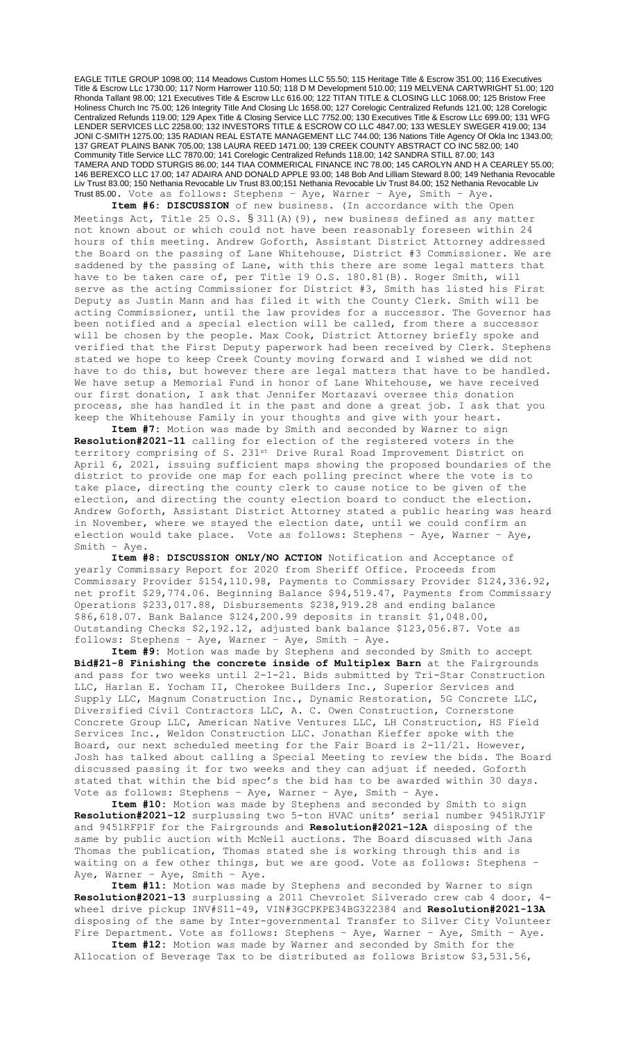EAGLE TITLE GROUP 1098.00; 114 Meadows Custom Homes LLC 55.50; 115 Heritage Title & Escrow 351.00; 116 Executives Title & Escrow LLc 1730.00; 117 Norm Harrower 110.50; 118 D M Development 510.00; 119 MELVENA CARTWRIGHT 51.00; 120 Rhonda Tallant 98.00; 121 Executives Title & Escrow LLc 616.00; 122 TITAN TITLE & CLOSING LLC 1068.00; 125 Bristow Free Holiness Church Inc 75.00; 126 Integrity Title And Closing Llc 1658.00; 127 Corelogic Centralized Refunds 121.00; 128 Corelogic Centralized Refunds 119.00; 129 Apex Title & Closing Service LLC 7752.00; 130 Executives Title & Escrow LLc 699.00; 131 WFG LENDER SERVICES LLC 2258.00; 132 INVESTORS TITLE & ESCROW CO LLC 4847.00; 133 WESLEY SWEGER 419.00; 134 JONI C-SMITH 1275.00; 135 RADIAN REAL ESTATE MANAGEMENT LLC 744.00; 136 Nations Title Agency Of Okla Inc 1343.00; 137 GREAT PLAINS BANK 705.00; 138 LAURA REED 1471.00; 139 CREEK COUNTY ABSTRACT CO INC 582.00; 140 Community Title Service LLC 7870.00; 141 Corelogic Centralized Refunds 118.00; 142 SANDRA STILL 87.00; 143 TAMERA AND TODD STURGIS 86.00; 144 TIAA COMMERICAL FINANCE INC 78.00; 145 CAROLYN AND H A CEARLEY 55.00; 146 BEREXCO LLC 17.00; 147 ADAIRA AND DONALD APPLE 93.00; 148 Bob And Lilliam Steward 8.00; 149 Nethania Revocable Liv Trust 83.00; 150 Nethania Revocable Liv Trust 83.00;151 Nethania Revocable Liv Trust 84.00; 152 Nethania Revocable Liv Trust 85.00. Vote as follows: Stephens – Aye, Warner – Aye, Smith – Aye.

**Item #6: DISCUSSION** of new business. (In accordance with the Open Meetings Act, Title 25 O.S. § 311(A)(9), new business defined as any matter not known about or which could not have been reasonably foreseen within 24 hours of this meeting. Andrew Goforth, Assistant District Attorney addressed the Board on the passing of Lane Whitehouse, District #3 Commissioner. We are saddened by the passing of Lane, with this there are some legal matters that have to be taken care of, per Title 19 O.S. 180.81(B). Roger Smith, will serve as the acting Commissioner for District #3, Smith has listed his First Deputy as Justin Mann and has filed it with the County Clerk. Smith will be acting Commissioner, until the law provides for a successor. The Governor has been notified and a special election will be called, from there a successor will be chosen by the people. Max Cook, District Attorney briefly spoke and verified that the First Deputy paperwork had been received by Clerk. Stephens stated we hope to keep Creek County moving forward and I wished we did not have to do this, but however there are legal matters that have to be handled. We have setup a Memorial Fund in honor of Lane Whitehouse, we have received our first donation, I ask that Jennifer Mortazavi oversee this donation process, she has handled it in the past and done a great job. I ask that you keep the Whitehouse Family in your thoughts and give with your heart.

**Item #7:** Motion was made by Smith and seconded by Warner to sign **Resolution#2021-11** calling for election of the registered voters in the territory comprising of S. 231st Drive Rural Road Improvement District on April 6, 2021, issuing sufficient maps showing the proposed boundaries of the district to provide one map for each polling precinct where the vote is to take place, directing the county clerk to cause notice to be given of the election, and directing the county election board to conduct the election. Andrew Goforth, Assistant District Attorney stated a public hearing was heard in November, where we stayed the election date, until we could confirm an election would take place. Vote as follows: Stephens – Aye, Warner – Aye, Smith – Aye.

**Item #8: DISCUSSION ONLY/NO ACTION** Notification and Acceptance of yearly Commissary Report for 2020 from Sheriff Office. Proceeds from Commissary Provider $154,110.98, Payments to Commissary Provider $124,336.92, net profit $29,774.06. Beginning Balance $94,519.47, Payments from Commissary Operations $233,017.88, Disbursements $238,919.28 and ending balance $86,618.07. Bank Balance $124,200.99 deposits in transit $1,048.00, Outstanding Checks $2,192.12, adjusted bank balance $123,056.87. Vote as follows: Stephens – Aye, Warner – Aye, Smith – Aye.

**Item #9:** Motion was made by Stephens and seconded by Smith to accept **Bid#21-8 Finishing the concrete inside of Multiplex Barn** at the Fairgrounds and pass for two weeks until 2-1-21. Bids submitted by Tri-Star Construction LLC, Harlan E. Yocham II, Cherokee Builders Inc., Superior Services and Supply LLC, Magnum Construction Inc., Dynamic Restoration, 5G Concrete LLC, Diversified Civil Contractors LLC, A. C. Owen Construction, Cornerstone Concrete Group LLC, American Native Ventures LLC, LH Construction, HS Field Services Inc., Weldon Construction LLC. Jonathan Kieffer spoke with the Board, our next scheduled meeting for the Fair Board is 2-11/21. However, Josh has talked about calling a Special Meeting to review the bids. The Board discussed passing it for two weeks and they can adjust if needed. Goforth stated that within the bid spec's the bid has to be awarded within 30 days. Vote as follows: Stephens – Aye, Warner – Aye, Smith – Aye.

**Item #10:** Motion was made by Stephens and seconded by Smith to sign **Resolution#2021-12** surplussing two 5-ton HVAC units' serial number 9451RJY1F and 9451RFP1F for the Fairgrounds and **Resolution#2021-12A** disposing of the same by public auction with McNeil auctions. The Board discussed with Jana Thomas the publication, Thomas stated she is working through this and is waiting on a few other things, but we are good. Vote as follows: Stephens – Aye, Warner – Aye, Smith – Aye.

**Item #11:** Motion was made by Stephens and seconded by Warner to sign **Resolution#2021-13** surplussing a 2011 Chevrolet Silverado crew cab 4 door, 4-wheel drive pickup INV#S11-49, VIN#3GCPKPE34BG322384 and **Resolution#2021-13A** disposing of the same by Inter-governmental Transfer to Silver City Volunteer Fire Department. Vote as follows: Stephens – Aye, Warner – Aye, Smith – Aye.

**Item #12:** Motion was made by Warner and seconded by Smith for the Allocation of Beverage Tax to be distributed as follows Bristow $3,531.56,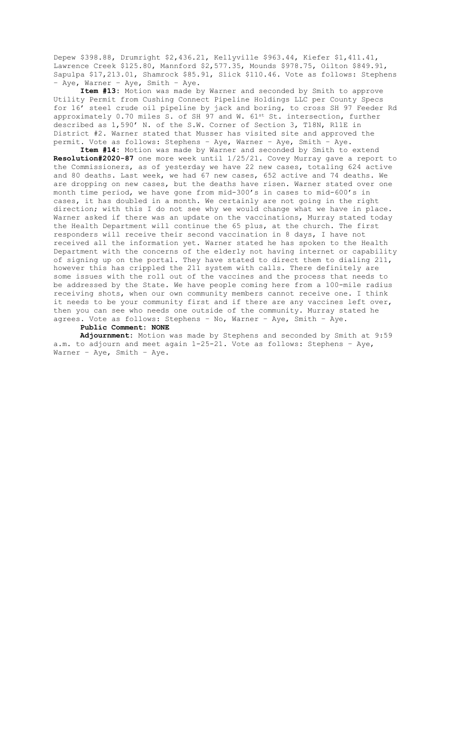Depew $398.88, Drumright $2,436.21, Kellyville $963.44, Kiefer $1,411.41, Lawrence Creek $125.80, Mannford $2,577.35, Mounds $978.75, Oilton $849.91, Sapulpa $17,213.01, Shamrock $85.91, Slick $110.46. Vote as follows: Stephens – Aye, Warner – Aye, Smith – Aye.

**Item #13:** Motion was made by Warner and seconded by Smith to approve Utility Permit from Cushing Connect Pipeline Holdings LLC per County Specs for 16' steel crude oil pipeline by jack and boring, to cross SH 97 Feeder Rd approximately 0.70 miles S. of SH 97 and W. 61st St. intersection, further described as 1,590' N. of the S.W. Corner of Section 3, T18N, R11E in District #2. Warner stated that Musser has visited site and approved the permit. Vote as follows: Stephens – Aye, Warner – Aye, Smith – Aye.

**Item #14:** Motion was made by Warner and seconded by Smith to extend **Resolution#2020-87** one more week until 1/25/21. Covey Murray gave a report to the Commissioners, as of yesterday we have 22 new cases, totaling 624 active and 80 deaths. Last week, we had 67 new cases, 652 active and 74 deaths. We are dropping on new cases, but the deaths have risen. Warner stated over one month time period, we have gone from mid-300's in cases to mid-600's in cases, it has doubled in a month. We certainly are not going in the right direction; with this I do not see why we would change what we have in place. Warner asked if there was an update on the vaccinations, Murray stated today the Health Department will continue the 65 plus, at the church. The first responders will receive their second vaccination in 8 days, I have not received all the information yet. Warner stated he has spoken to the Health Department with the concerns of the elderly not having internet or capability of signing up on the portal. They have stated to direct them to dialing 211, however this has crippled the 211 system with calls. There definitely are some issues with the roll out of the vaccines and the process that needs to be addressed by the State. We have people coming here from a 100-mile radius receiving shots, when our own community members cannot receive one. I think it needs to be your community first and if there are any vaccines left over, then you can see who needs one outside of the community. Murray stated he agrees. Vote as follows: Stephens – No, Warner – Aye, Smith – Aye.

**Public Comment: NONE**

**Adjournment:** Motion was made by Stephens and seconded by Smith at 9:59 a.m. to adjourn and meet again 1-25-21. Vote as follows: Stephens – Aye, Warner – Aye, Smith – Aye.